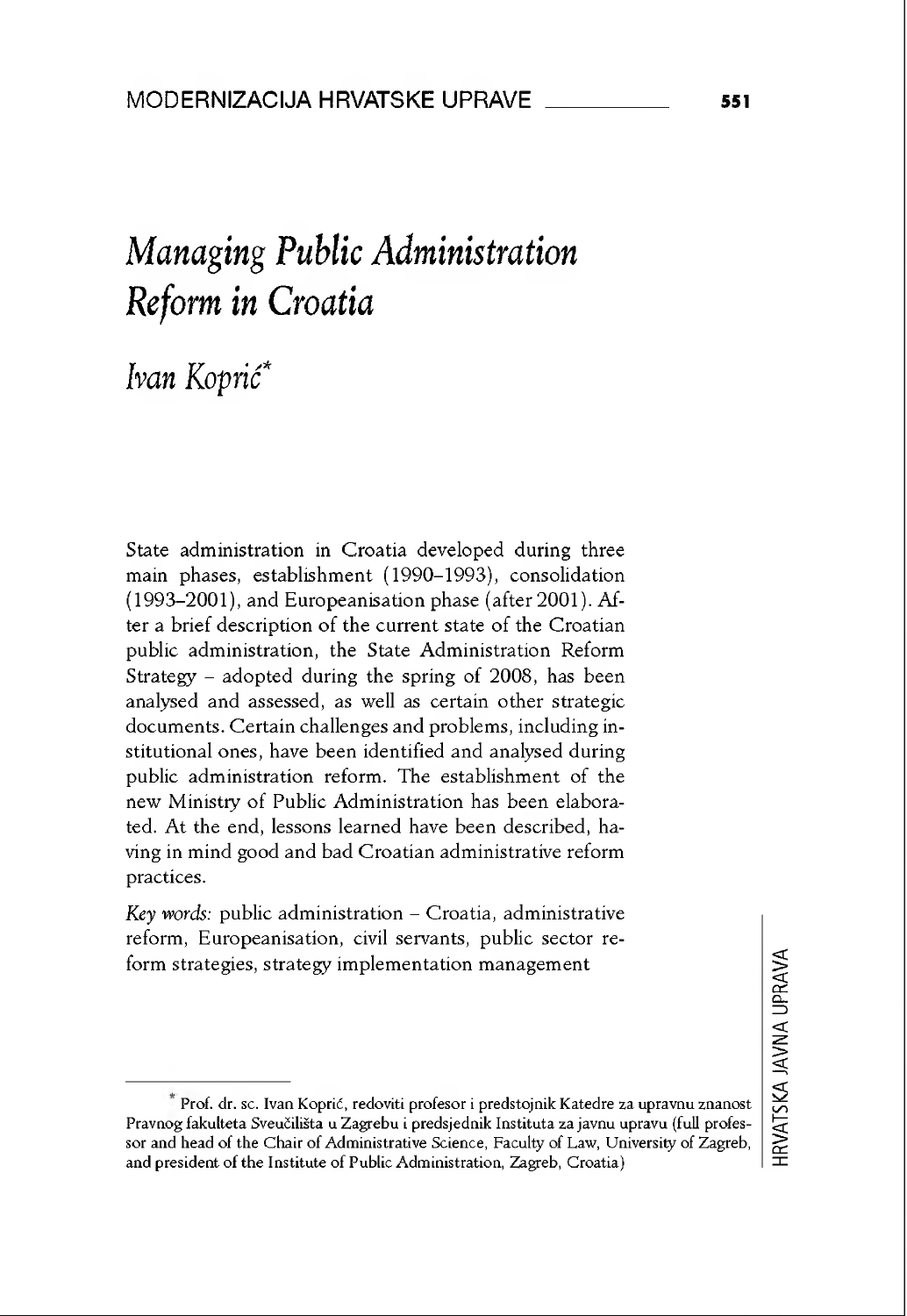# *Managing Public Administration Reform in Croatia*

*Ivan Koprić*[*]

State administration in Croatia developed during three main phases, establishment (1990–1993), consolidation (1993–2001), and Europeanisation phase (after 2001). After a brief description of the current state of the Croatian public administration, the State Administration Reform Strategy – adopted during the spring of 2008, has been analysed and assessed, as well as certain other strategic documents. Certain challenges and problems, including institutional ones, have been identified and analysed during public administration reform. The establishment of the new Ministry of Public Administration has been elaborated. At the end, lessons learned have been described, having in mind good and bad Croatian administrative reform practices.

*Key words:* public administration – Croatia, administrative reform, Europeanisation, civil servants, public sector reform strategies, strategy implementation management

---

[*] Prof. dr. sc. Ivan Koprić, redoviti profesor i predstojnik Katedre za upravnu znanost Pravnog fakulteta Sveučilišta u Zagrebu i predsjednik Instituta za javnu upravu (full professor and head of the Chair of Administrative Science, Faculty of Law, University of Zagreb, and president of the Institute of Public Administration, Zagreb, Croatia)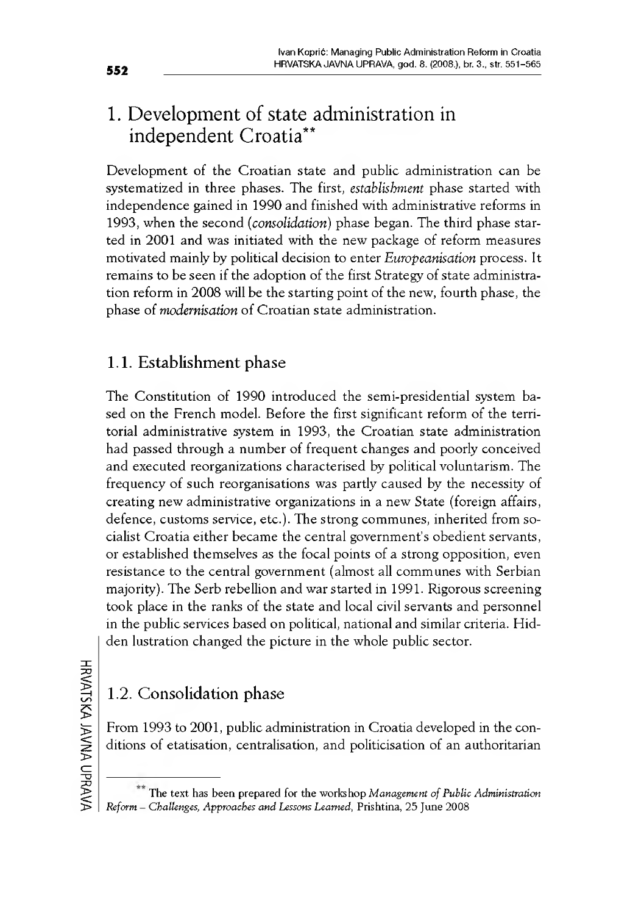# 1. Development of state administration in independent Croatia[**]

Development of the Croatian state and public administration can be systematized in three phases. The first, *establishment* phase started with independence gained in 1990 and finished with administrative reforms in 1993, when the second (*consolidation*) phase began. The third phase started in 2001 and was initiated with the new package of reform measures motivated mainly by political decision to enter *Europeanisation* process. It remains to be seen if the adoption of the first Strategy of state administration reform in 2008 will be the starting point of the new, fourth phase, the phase of *modernisation* of Croatian state administration.

## 1.1. Establishment phase

The Constitution of 1990 introduced the semi-presidential system based on the French model. Before the first significant reform of the territorial administrative system in 1993, the Croatian state administration had passed through a number of frequent changes and poorly conceived and executed reorganizations characterised by political voluntarism. The frequency of such reorganisations was partly caused by the necessity of creating new administrative organizations in a new State (foreign affairs, defence, customs service, etc.). The strong communes, inherited from socialist Croatia either became the central government's obedient servants, or established themselves as the focal points of a strong opposition, even resistance to the central government (almost all communes with Serbian majority). The Serb rebellion and war started in 1991. Rigorous screening took place in the ranks of the state and local civil servants and personnel in the public services based on political, national and similar criteria. Hidden lustration changed the picture in the whole public sector.

## 1.2. Consolidation phase

From 1993 to 2001, public administration in Croatia developed in the conditions of etatisation, centralisation, and politicisation of an authoritarian

[**] The text has been prepared for the workshop *Management of Public Administration Reform – Challenges, Approaches and Lessons Learned*, Prishtina, 25 June 2008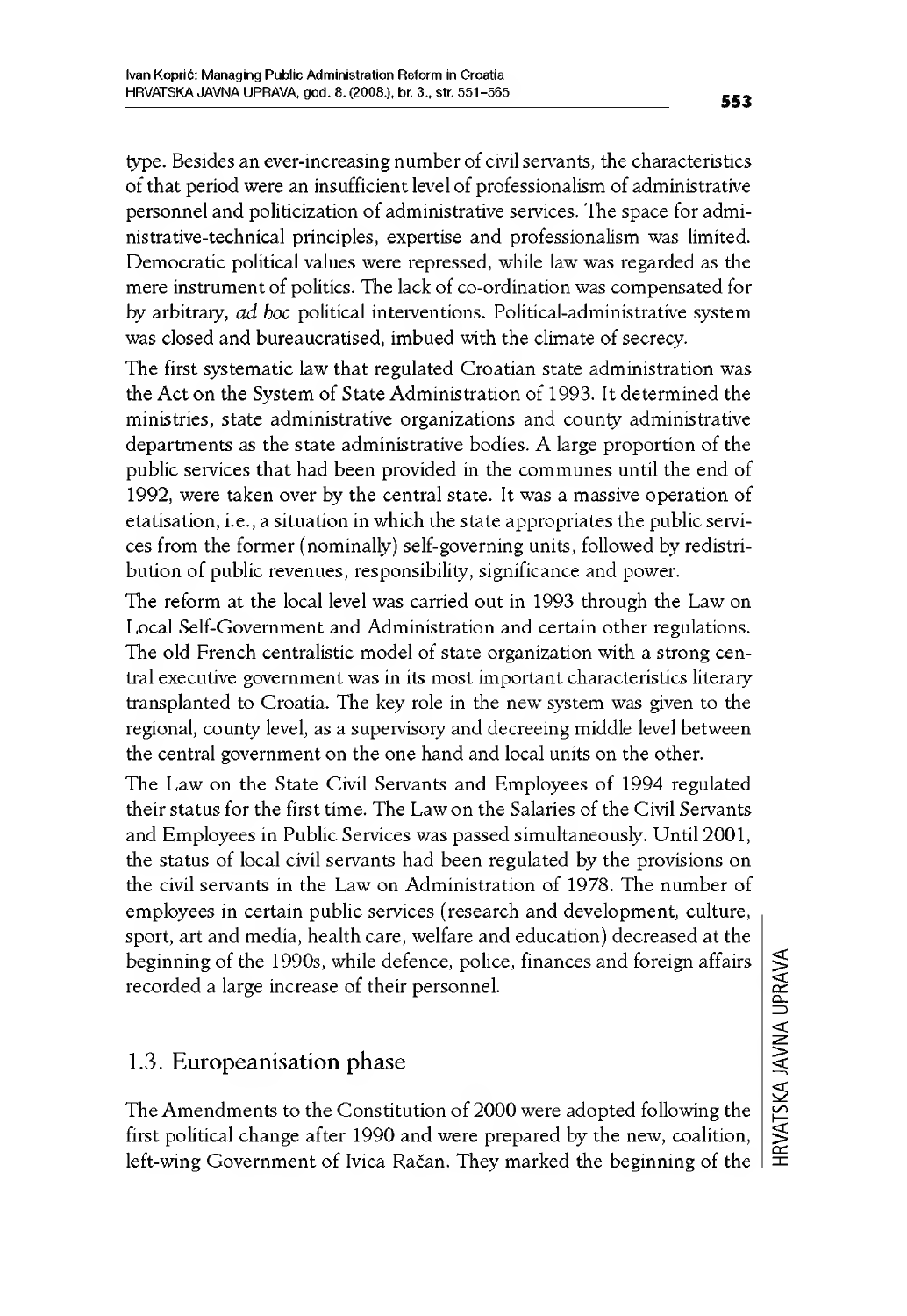type. Besides an ever-increasing number of civil servants, the characteristics of that period were an insufficient level of professionalism of administrative personnel and politicization of administrative services. The space for administrative-technical principles, expertise and professionalism was limited. Democratic political values were repressed, while law was regarded as the mere instrument of politics. The lack of co-ordination was compensated for by arbitrary, *ad hoc* political interventions. Political-administrative system was closed and bureaucratised, imbued with the climate of secrecy.

The first systematic law that regulated Croatian state administration was the Act on the System of State Administration of 1993. It determined the ministries, state administrative organizations and county administrative departments as the state administrative bodies. A large proportion of the public services that had been provided in the communes until the end of 1992, were taken over by the central state. It was a massive operation of etatisation, i.e., a situation in which the state appropriates the public services from the former (nominally) self-governing units, followed by redistribution of public revenues, responsibility, significance and power.

The reform at the local level was carried out in 1993 through the Law on Local Self-Government and Administration and certain other regulations. The old French centralistic model of state organization with a strong central executive government was in its most important characteristics literary transplanted to Croatia. The key role in the new system was given to the regional, county level, as a supervisory and decreeing middle level between the central government on the one hand and local units on the other.

The Law on the State Civil Servants and Employees of 1994 regulated their status for the first time. The Law on the Salaries of the Civil Servants and Employees in Public Services was passed simultaneously. Until 2001, the status of local civil servants had been regulated by the provisions on the civil servants in the Law on Administration of 1978. The number of employees in certain public services (research and development, culture, sport, art and media, health care, welfare and education) decreased at the beginning of the 1990s, while defence, police, finances and foreign affairs recorded a large increase of their personnel.

### 1.3. Europeanisation phase

The Amendments to the Constitution of 2000 were adopted following the first political change after 1990 and were prepared by the new, coalition, left-wing Government of Ivica Račan. They marked the beginning of the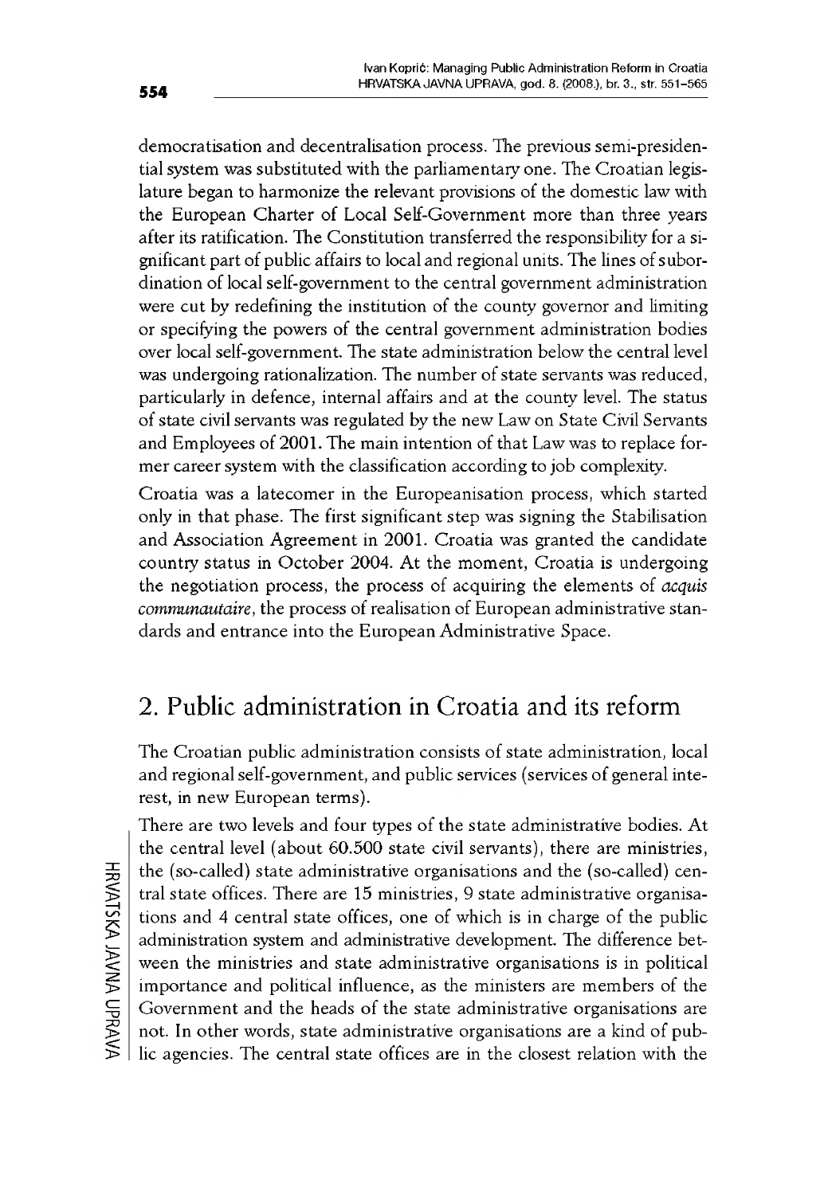democratisation and decentralisation process. The previous semi-presidential system was substituted with the parliamentary one. The Croatian legislature began to harmonize the relevant provisions of the domestic law with the European Charter of Local Self-Government more than three years after its ratification. The Constitution transferred the responsibility for a significant part of public affairs to local and regional units. The lines of subordination of local self-government to the central government administration were cut by redefining the institution of the county governor and limiting or specifying the powers of the central government administration bodies over local self-government. The state administration below the central level was undergoing rationalization. The number of state servants was reduced, particularly in defence, internal affairs and at the county level. The status of state civil servants was regulated by the new Law on State Civil Servants and Employees of 2001. The main intention of that Law was to replace former career system with the classification according to job complexity.

Croatia was a latecomer in the Europeanisation process, which started only in that phase. The first significant step was signing the Stabilisation and Association Agreement in 2001. Croatia was granted the candidate country status in October 2004. At the moment, Croatia is undergoing the negotiation process, the process of acquiring the elements of *acquis communautaire*, the process of realisation of European administrative standards and entrance into the European Administrative Space.

## 2. Public administration in Croatia and its reform

The Croatian public administration consists of state administration, local and regional self-government, and public services (services of general interest, in new European terms).

There are two levels and four types of the state administrative bodies. At the central level (about 60.500 state civil servants), there are ministries, the (so-called) state administrative organisations and the (so-called) central state offices. There are 15 ministries, 9 state administrative organisations and 4 central state offices, one of which is in charge of the public administration system and administrative development. The difference between the ministries and state administrative organisations is in political importance and political influence, as the ministers are members of the Government and the heads of the state administrative organisations are not. In other words, state administrative organisations are a kind of public agencies. The central state offices are in the closest relation with the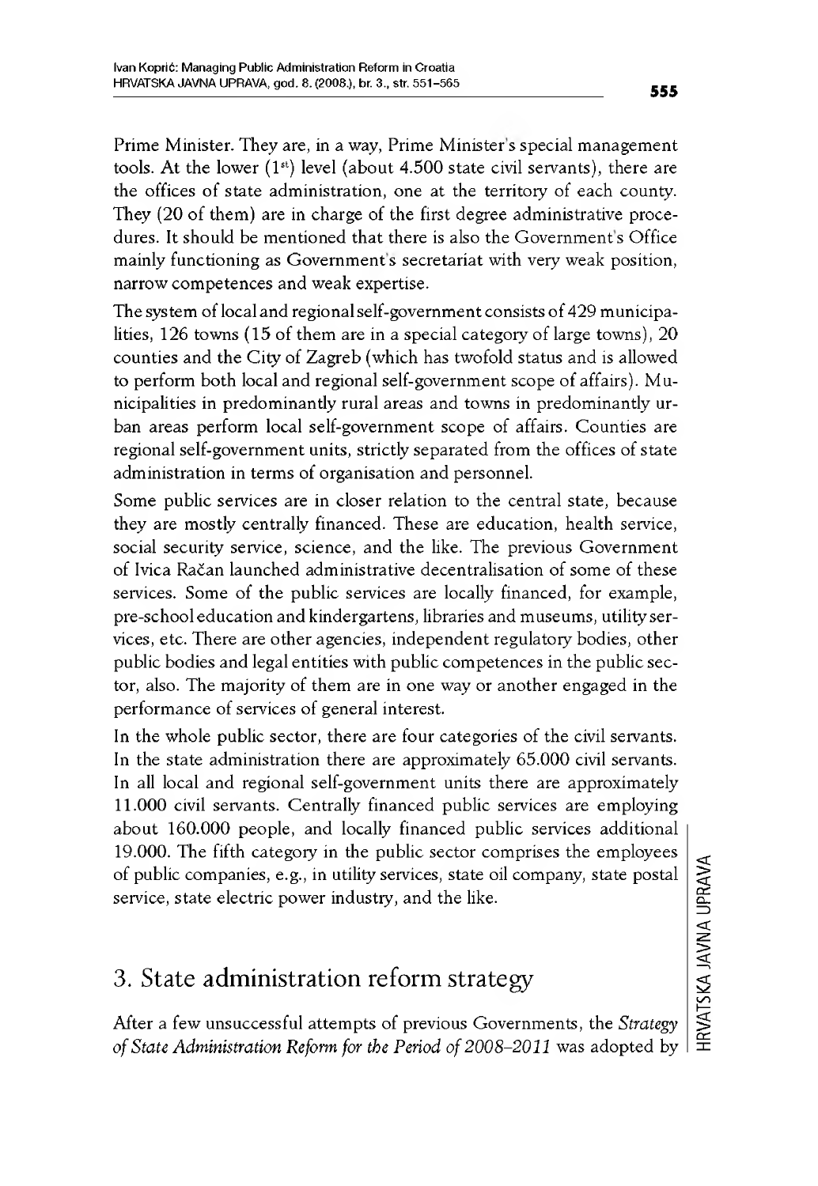Prime Minister. They are, in a way, Prime Minister's special management tools. At the lower (1[st]) level (about 4.500 state civil servants), there are the offices of state administration, one at the territory of each county. They (20 of them) are in charge of the first degree administrative procedures. It should be mentioned that there is also the Government's Office mainly functioning as Government's secretariat with very weak position, narrow competences and weak expertise.

The system of local and regional self-government consists of 429 municipalities, 126 towns (15 of them are in a special category of large towns), 20 counties and the City of Zagreb (which has twofold status and is allowed to perform both local and regional self-government scope of affairs). Municipalities in predominantly rural areas and towns in predominantly urban areas perform local self-government scope of affairs. Counties are regional self-government units, strictly separated from the offices of state administration in terms of organisation and personnel.

Some public services are in closer relation to the central state, because they are mostly centrally financed. These are education, health service, social security service, science, and the like. The previous Government of Ivica Račan launched administrative decentralisation of some of these services. Some of the public services are locally financed, for example, pre-school education and kindergartens, libraries and museums, utility services, etc. There are other agencies, independent regulatory bodies, other public bodies and legal entities with public competences in the public sector, also. The majority of them are in one way or another engaged in the performance of services of general interest.

In the whole public sector, there are four categories of the civil servants. In the state administration there are approximately 65.000 civil servants. In all local and regional self-government units there are approximately 11.000 civil servants. Centrally financed public services are employing about 160.000 people, and locally financed public services additional 19.000. The fifth category in the public sector comprises the employees of public companies, e.g., in utility services, state oil company, state postal service, state electric power industry, and the like.

## 3. State administration reform strategy

After a few unsuccessful attempts of previous Governments, the *Strategy of State Administration Reform for the Period of 2008–2011* was adopted by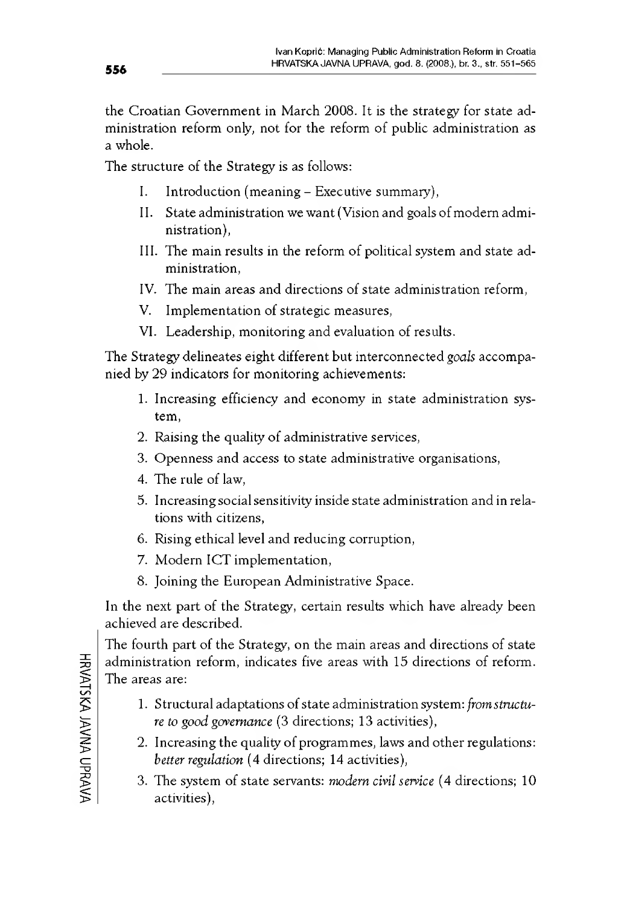the Croatian Government in March 2008. It is the strategy for state administration reform only, not for the reform of public administration as a whole.

The structure of the Strategy is as follows:

I. Introduction (meaning – Executive summary),
II. State administration we want (Vision and goals of modern administration),
III. The main results in the reform of political system and state administration,
IV. The main areas and directions of state administration reform,
V. Implementation of strategic measures,
VI. Leadership, monitoring and evaluation of results.

The Strategy delineates eight different but interconnected *goals* accompanied by 29 indicators for monitoring achievements:

1. Increasing efficiency and economy in state administration system,
2. Raising the quality of administrative services,
3. Openness and access to state administrative organisations,
4. The rule of law,
5. Increasing social sensitivity inside state administration and in relations with citizens,
6. Rising ethical level and reducing corruption,
7. Modern ICT implementation,
8. Joining the European Administrative Space.

In the next part of the Strategy, certain results which have already been achieved are described.

The fourth part of the Strategy, on the main areas and directions of state administration reform, indicates five areas with 15 directions of reform. The areas are:

1. Structural adaptations of state administration system: *from structure to good governance* (3 directions; 13 activities),
2. Increasing the quality of programmes, laws and other regulations: *better regulation* (4 directions; 14 activities),
3. The system of state servants: *modern civil service* (4 directions; 10 activities),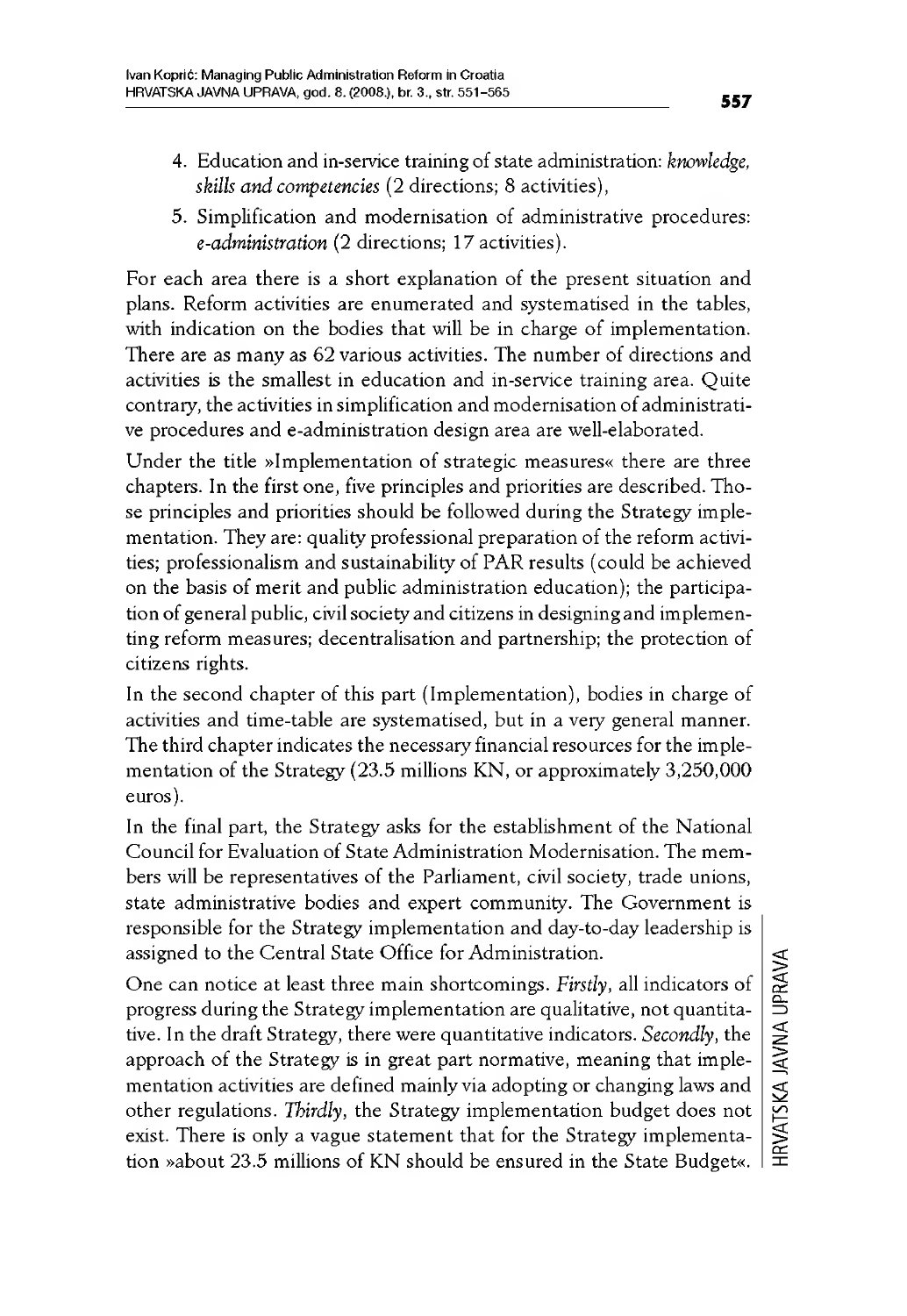4. Education and in-service training of state administration: *knowledge, skills and competencies* (2 directions; 8 activities),
5. Simplification and modernisation of administrative procedures: *e-administration* (2 directions; 17 activities).

For each area there is a short explanation of the present situation and plans. Reform activities are enumerated and systematised in the tables, with indication on the bodies that will be in charge of implementation. There are as many as 62 various activities. The number of directions and activities is the smallest in education and in-service training area. Quite contrary, the activities in simplification and modernisation of administrative procedures and e-administration design area are well-elaborated.

Under the title »Implementation of strategic measures« there are three chapters. In the first one, five principles and priorities are described. Those principles and priorities should be followed during the Strategy implementation. They are: quality professional preparation of the reform activities; professionalism and sustainability of PAR results (could be achieved on the basis of merit and public administration education); the participation of general public, civil society and citizens in designing and implementing reform measures; decentralisation and partnership; the protection of citizens rights.

In the second chapter of this part (Implementation), bodies in charge of activities and time-table are systematised, but in a very general manner. The third chapter indicates the necessary financial resources for the implementation of the Strategy (23.5 millions KN, or approximately 3,250,000 euros).

In the final part, the Strategy asks for the establishment of the National Council for Evaluation of State Administration Modernisation. The members will be representatives of the Parliament, civil society, trade unions, state administrative bodies and expert community. The Government is responsible for the Strategy implementation and day-to-day leadership is assigned to the Central State Office for Administration.

One can notice at least three main shortcomings. *Firstly*, all indicators of progress during the Strategy implementation are qualitative, not quantitative. In the draft Strategy, there were quantitative indicators. *Secondly*, the approach of the Strategy is in great part normative, meaning that implementation activities are defined mainly via adopting or changing laws and other regulations. *Thirdly*, the Strategy implementation budget does not exist. There is only a vague statement that for the Strategy implementation »about 23.5 millions of KN should be ensured in the State Budget«.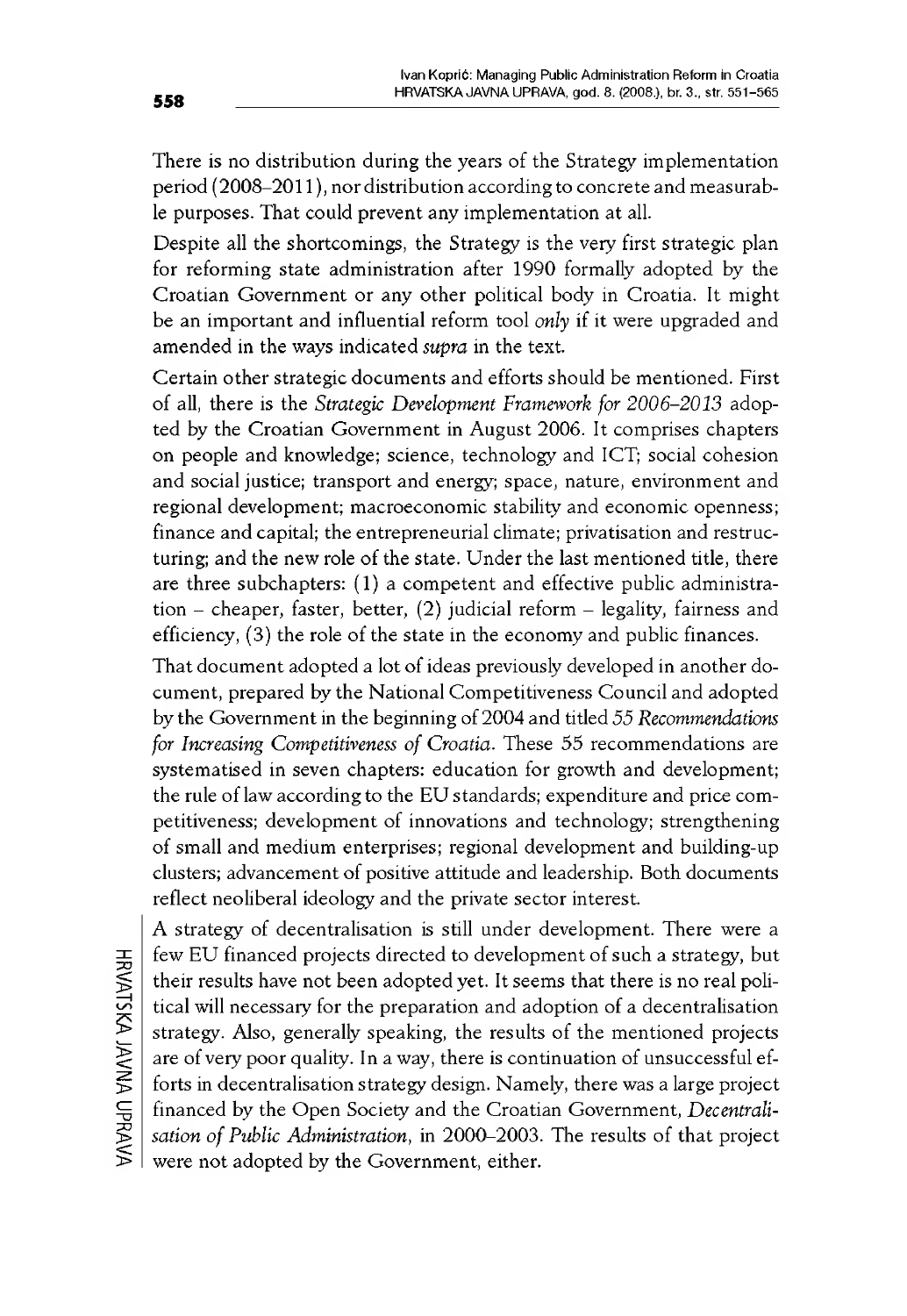There is no distribution during the years of the Strategy implementation period (2008–2011), nor distribution according to concrete and measurable purposes. That could prevent any implementation at all.

Despite all the shortcomings, the Strategy is the very first strategic plan for reforming state administration after 1990 formally adopted by the Croatian Government or any other political body in Croatia. It might be an important and influential reform tool *only* if it were upgraded and amended in the ways indicated *supra* in the text.

Certain other strategic documents and efforts should be mentioned. First of all, there is the *Strategic Development Framework for 2006–2013* adopted by the Croatian Government in August 2006. It comprises chapters on people and knowledge; science, technology and ICT; social cohesion and social justice; transport and energy; space, nature, environment and regional development; macroeconomic stability and economic openness; finance and capital; the entrepreneurial climate; privatisation and restructuring; and the new role of the state. Under the last mentioned title, there are three subchapters: (1) a competent and effective public administration – cheaper, faster, better, (2) judicial reform – legality, fairness and efficiency, (3) the role of the state in the economy and public finances.

That document adopted a lot of ideas previously developed in another document, prepared by the National Competitiveness Council and adopted by the Government in the beginning of 2004 and titled *55 Recommendations for Increasing Competitiveness of Croatia*. These 55 recommendations are systematised in seven chapters: education for growth and development; the rule of law according to the EU standards; expenditure and price competitiveness; development of innovations and technology; strengthening of small and medium enterprises; regional development and building-up clusters; advancement of positive attitude and leadership. Both documents reflect neoliberal ideology and the private sector interest.

A strategy of decentralisation is still under development. There were a few EU financed projects directed to development of such a strategy, but their results have not been adopted yet. It seems that there is no real political will necessary for the preparation and adoption of a decentralisation strategy. Also, generally speaking, the results of the mentioned projects are of very poor quality. In a way, there is continuation of unsuccessful efforts in decentralisation strategy design. Namely, there was a large project financed by the Open Society and the Croatian Government, *Decentralisation of Public Administration*, in 2000–2003. The results of that project were not adopted by the Government, either.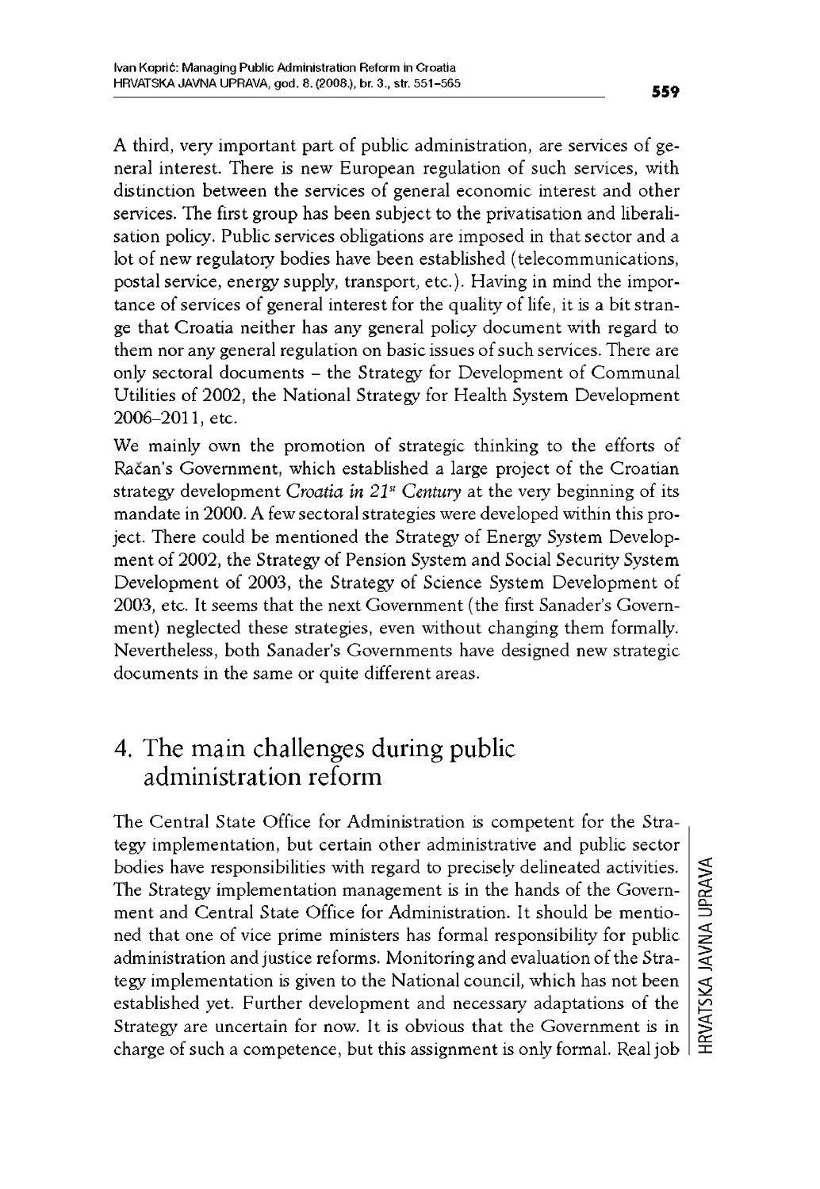A third, very important part of public administration, are services of general interest. There is new European regulation of such services, with distinction between the services of general economic interest and other services. The first group has been subject to the privatisation and liberalisation policy. Public services obligations are imposed in that sector and a lot of new regulatory bodies have been established (telecommunications, postal service, energy supply, transport, etc.). Having in mind the importance of services of general interest for the quality of life, it is a bit strange that Croatia neither has any general policy document with regard to them nor any general regulation on basic issues of such services. There are only sectoral documents – the Strategy for Development of Communal Utilities of 2002, the National Strategy for Health System Development 2006–2011, etc.

We mainly own the promotion of strategic thinking to the efforts of Račan's Government, which established a large project of the Croatian strategy development *Croatia in 21st Century* at the very beginning of its mandate in 2000. A few sectoral strategies were developed within this project. There could be mentioned the Strategy of Energy System Development of 2002, the Strategy of Pension System and Social Security System Development of 2003, the Strategy of Science System Development of 2003, etc. It seems that the next Government (the first Sanader's Government) neglected these strategies, even without changing them formally. Nevertheless, both Sanader's Governments have designed new strategic documents in the same or quite different areas.

## 4. The main challenges during public administration reform

The Central State Office for Administration is competent for the Strategy implementation, but certain other administrative and public sector bodies have responsibilities with regard to precisely delineated activities. The Strategy implementation management is in the hands of the Government and Central State Office for Administration. It should be mentioned that one of vice prime ministers has formal responsibility for public administration and justice reforms. Monitoring and evaluation of the Strategy implementation is given to the National council, which has not been established yet. Further development and necessary adaptations of the Strategy are uncertain for now. It is obvious that the Government is in charge of such a competence, but this assignment is only formal. Real job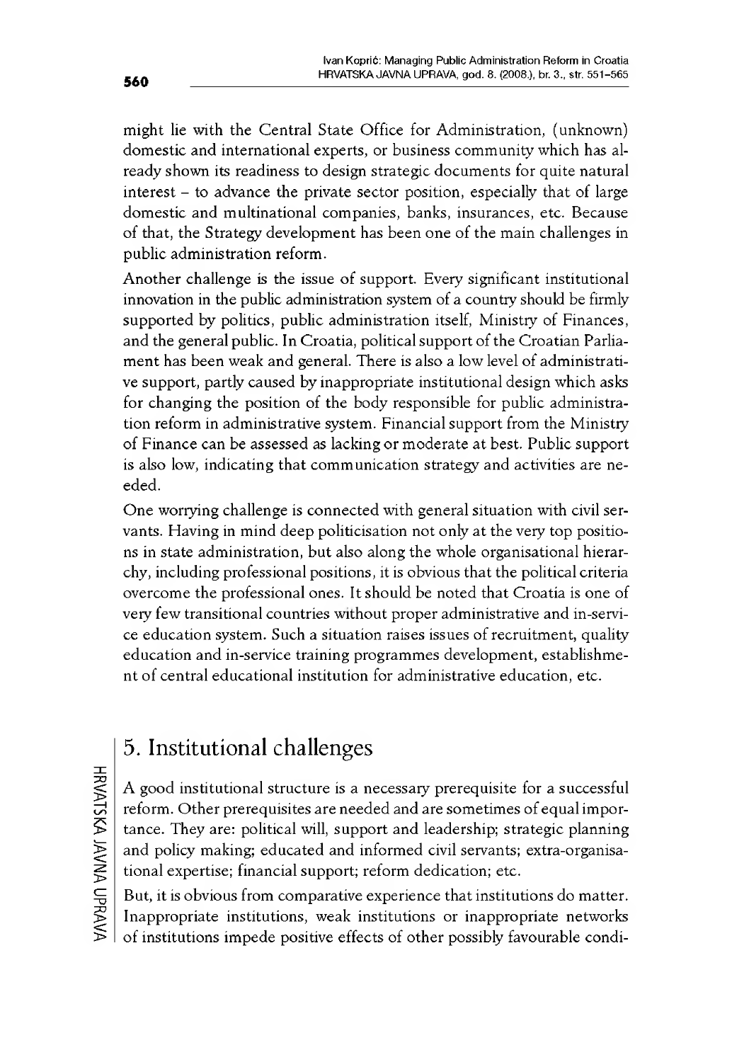might lie with the Central State Office for Administration, (unknown) domestic and international experts, or business community which has already shown its readiness to design strategic documents for quite natural interest – to advance the private sector position, especially that of large domestic and multinational companies, banks, insurances, etc. Because of that, the Strategy development has been one of the main challenges in public administration reform.

Another challenge is the issue of support. Every significant institutional innovation in the public administration system of a country should be firmly supported by politics, public administration itself, Ministry of Finances, and the general public. In Croatia, political support of the Croatian Parliament has been weak and general. There is also a low level of administrative support, partly caused by inappropriate institutional design which asks for changing the position of the body responsible for public administration reform in administrative system. Financial support from the Ministry of Finance can be assessed as lacking or moderate at best. Public support is also low, indicating that communication strategy and activities are needed.

One worrying challenge is connected with general situation with civil servants. Having in mind deep politicisation not only at the very top positions in state administration, but also along the whole organisational hierarchy, including professional positions, it is obvious that the political criteria overcome the professional ones. It should be noted that Croatia is one of very few transitional countries without proper administrative and in-service education system. Such a situation raises issues of recruitment, quality education and in-service training programmes development, establishment of central educational institution for administrative education, etc.

## 5. Institutional challenges

A good institutional structure is a necessary prerequisite for a successful reform. Other prerequisites are needed and are sometimes of equal importance. They are: political will, support and leadership; strategic planning and policy making; educated and informed civil servants; extra-organisational expertise; financial support; reform dedication; etc.

But, it is obvious from comparative experience that institutions do matter. Inappropriate institutions, weak institutions or inappropriate networks of institutions impede positive effects of other possibly favourable condi-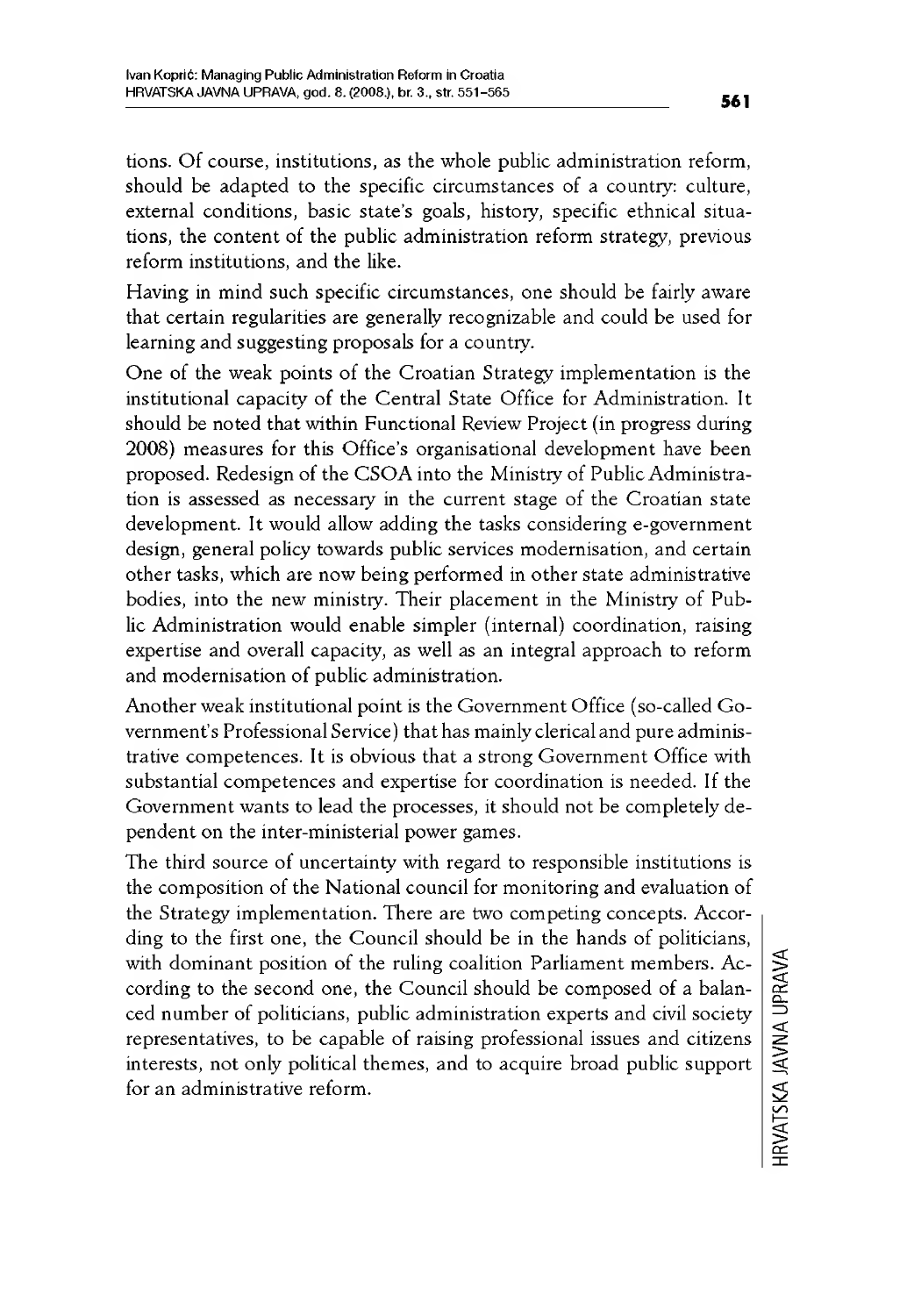tions. Of course, institutions, as the whole public administration reform, should be adapted to the specific circumstances of a country: culture, external conditions, basic state's goals, history, specific ethnical situations, the content of the public administration reform strategy, previous reform institutions, and the like.

Having in mind such specific circumstances, one should be fairly aware that certain regularities are generally recognizable and could be used for learning and suggesting proposals for a country.

One of the weak points of the Croatian Strategy implementation is the institutional capacity of the Central State Office for Administration. It should be noted that within Functional Review Project (in progress during 2008) measures for this Office's organisational development have been proposed. Redesign of the CSOA into the Ministry of Public Administration is assessed as necessary in the current stage of the Croatian state development. It would allow adding the tasks considering e-government design, general policy towards public services modernisation, and certain other tasks, which are now being performed in other state administrative bodies, into the new ministry. Their placement in the Ministry of Public Administration would enable simpler (internal) coordination, raising expertise and overall capacity, as well as an integral approach to reform and modernisation of public administration.

Another weak institutional point is the Government Office (so-called Government's Professional Service) that has mainly clerical and pure administrative competences. It is obvious that a strong Government Office with substantial competences and expertise for coordination is needed. If the Government wants to lead the processes, it should not be completely dependent on the inter-ministerial power games.

The third source of uncertainty with regard to responsible institutions is the composition of the National council for monitoring and evaluation of the Strategy implementation. There are two competing concepts. According to the first one, the Council should be in the hands of politicians, with dominant position of the ruling coalition Parliament members. According to the second one, the Council should be composed of a balanced number of politicians, public administration experts and civil society representatives, to be capable of raising professional issues and citizens interests, not only political themes, and to acquire broad public support for an administrative reform.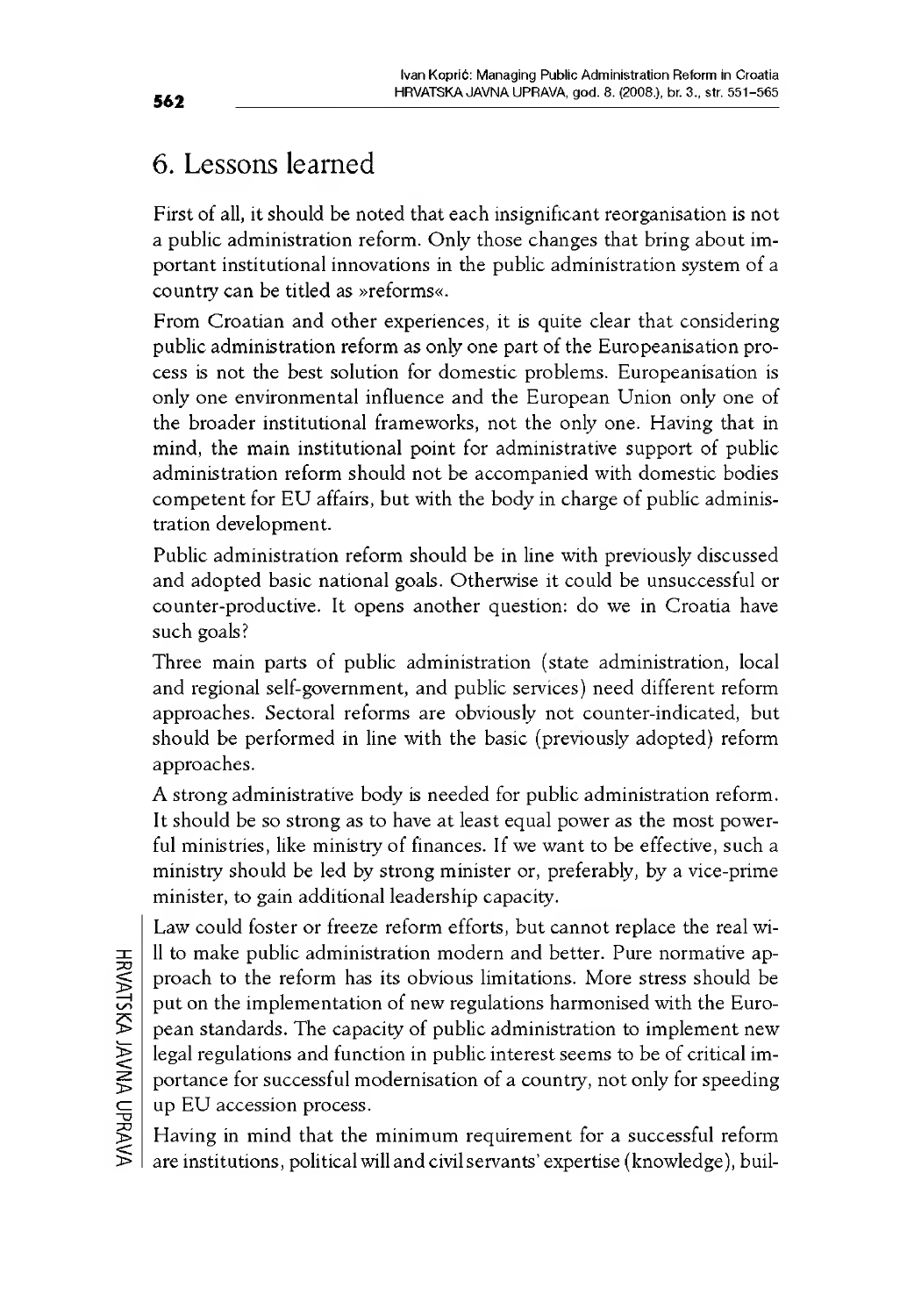## 6. Lessons learned

First of all, it should be noted that each insignificant reorganisation is not a public administration reform. Only those changes that bring about important institutional innovations in the public administration system of a country can be titled as »reforms«.

From Croatian and other experiences, it is quite clear that considering public administration reform as only one part of the Europeanisation process is not the best solution for domestic problems. Europeanisation is only one environmental influence and the European Union only one of the broader institutional frameworks, not the only one. Having that in mind, the main institutional point for administrative support of public administration reform should not be accompanied with domestic bodies competent for EU affairs, but with the body in charge of public administration development.

Public administration reform should be in line with previously discussed and adopted basic national goals. Otherwise it could be unsuccessful or counter-productive. It opens another question: do we in Croatia have such goals?

Three main parts of public administration (state administration, local and regional self-government, and public services) need different reform approaches. Sectoral reforms are obviously not counter-indicated, but should be performed in line with the basic (previously adopted) reform approaches.

A strong administrative body is needed for public administration reform. It should be so strong as to have at least equal power as the most powerful ministries, like ministry of finances. If we want to be effective, such a ministry should be led by strong minister or, preferably, by a vice-prime minister, to gain additional leadership capacity.

Law could foster or freeze reform efforts, but cannot replace the real will to make public administration modern and better. Pure normative approach to the reform has its obvious limitations. More stress should be put on the implementation of new regulations harmonised with the European standards. The capacity of public administration to implement new legal regulations and function in public interest seems to be of critical importance for successful modernisation of a country, not only for speeding up EU accession process.

Having in mind that the minimum requirement for a successful reform are institutions, political will and civil servants' expertise (knowledge), buil-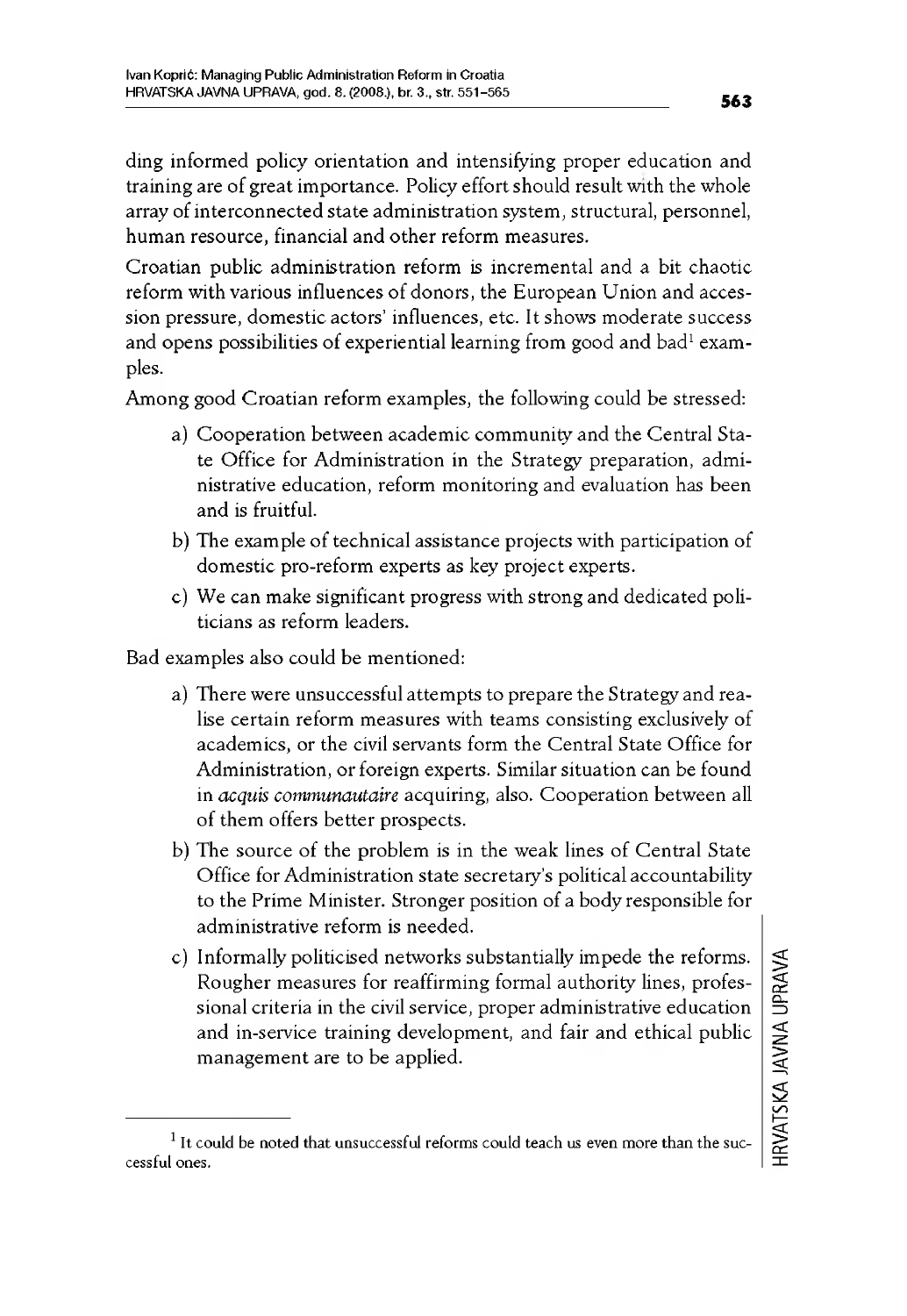ding informed policy orientation and intensifying proper education and training are of great importance. Policy effort should result with the whole array of interconnected state administration system, structural, personnel, human resource, financial and other reform measures.

Croatian public administration reform is incremental and a bit chaotic reform with various influences of donors, the European Union and accession pressure, domestic actors' influences, etc. It shows moderate success and opens possibilities of experiential learning from good and bad[1] examples.

Among good Croatian reform examples, the following could be stressed:

a) Cooperation between academic community and the Central State Office for Administration in the Strategy preparation, administrative education, reform monitoring and evaluation has been and is fruitful.
b) The example of technical assistance projects with participation of domestic pro-reform experts as key project experts.
c) We can make significant progress with strong and dedicated politicians as reform leaders.

Bad examples also could be mentioned:

a) There were unsuccessful attempts to prepare the Strategy and realise certain reform measures with teams consisting exclusively of academics, or the civil servants form the Central State Office for Administration, or foreign experts. Similar situation can be found in *acquis communautaire* acquiring, also. Cooperation between all of them offers better prospects.
b) The source of the problem is in the weak lines of Central State Office for Administration state secretary's political accountability to the Prime Minister. Stronger position of a body responsible for administrative reform is needed.
c) Informally politicised networks substantially impede the reforms. Rougher measures for reaffirming formal authority lines, professional criteria in the civil service, proper administrative education and in-service training development, and fair and ethical public management are to be applied.

[1] It could be noted that unsuccessful reforms could teach us even more than the successful ones.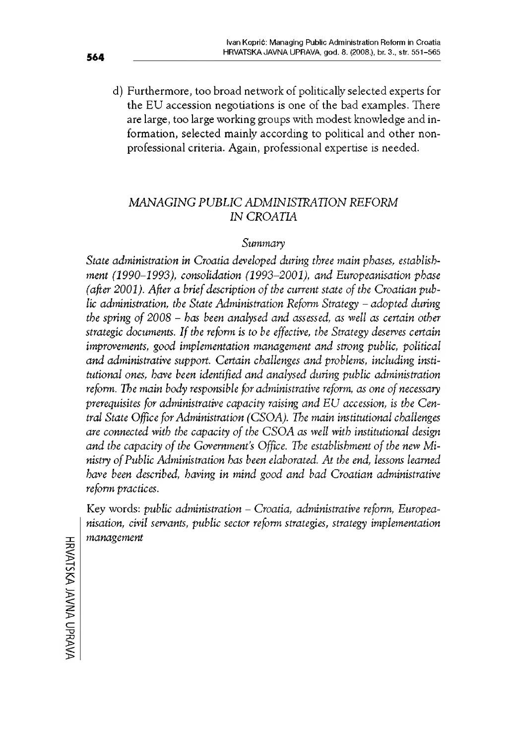d) Furthermore, too broad network of politically selected experts for the EU accession negotiations is one of the bad examples. There are large, too large working groups with modest knowledge and information, selected mainly according to political and other non-professional criteria. Again, professional expertise is needed.

## *MANAGING PUBLIC ADMINISTRATION REFORM IN CROATIA*

### *Summary*

*State administration in Croatia developed during three main phases, establishment (1990–1993), consolidation (1993–2001), and Europeanisation phase (after 2001). After a brief description of the current state of the Croatian public administration, the State Administration Reform Strategy – adopted during the spring of 2008 – has been analysed and assessed, as well as certain other strategic documents. If the reform is to be effective, the Strategy deserves certain improvements, good implementation management and strong public, political and administrative support. Certain challenges and problems, including institutional ones, have been identified and analysed during public administration reform. The main body responsible for administrative reform, as one of necessary prerequisites for administrative capacity raising and EU accession, is the Central State Office for Administration (CSOA). The main institutional challenges are connected with the capacity of the CSOA as well with institutional design and the capacity of the Government's Office. The establishment of the new Ministry of Public Administration has been elaborated. At the end, lessons learned have been described, having in mind good and bad Croatian administrative reform practices.*

Key words: *public administration – Croatia, administrative reform, Europeanisation, civil servants, public sector reform strategies, strategy implementation management*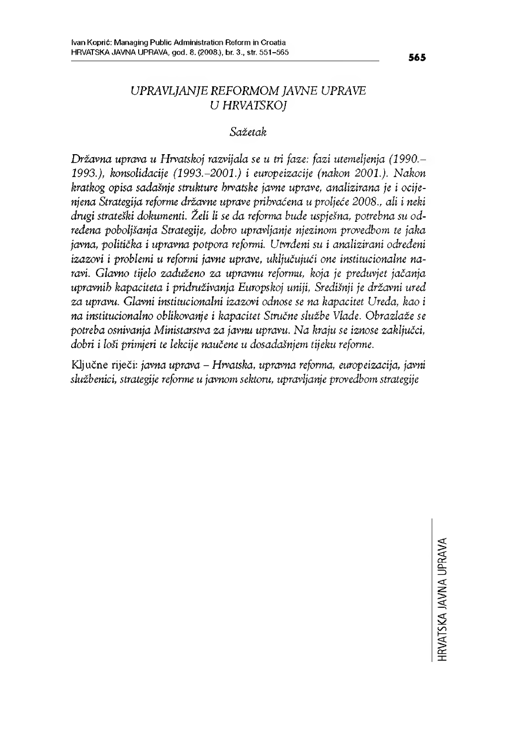## *UPRAVLJANJE REFORMOM JAVNE UPRAVE U HRVATSKOJ*

*Sažetak*

*Državna uprava u Hrvatskoj razvijala se u tri faze: fazi utemeljenja (1990.–1993.), konsolidacije (1993.–2001.) i europeizacije (nakon 2001.). Nakon kratkog opisa sadašnje strukture hrvatske javne uprave, analizirana je i ocijenjena Strategija reforme državne uprave prihvaćena u proljeće 2008., ali i neki drugi strateški dokumenti. Želi li se da reforma bude uspješna, potrebna su određena poboljšanja Strategije, dobro upravljanje njezinom provedbom te jaka javna, politička i upravna potpora reformi. Utvrđeni su i analizirani određeni izazovi i problemi u reformi javne uprave, uključujući one institucionalne naravi. Glavno tijelo zaduženo za upravnu reformu, koja je preduvjet jačanja upravnih kapaciteta i pridruživanja Europskoj uniji, Središnji je državni ured za upravu. Glavni institucionalni izazovi odnose se na kapacitet Ureda, kao i na institucionalno oblikovanje i kapacitet Stručne službe Vlade. Obrazlaže se potreba osnivanja Ministarstva za javnu upravu. Na kraju se iznose zaključci, dobri i loši primjeri te lekcije naučene u dosadašnjem tijeku reforme.*

Ključne riječi: *javna uprava – Hrvatska, upravna reforma, europeizacija, javni službenici, strategije reforme u javnom sektoru, upravljanje provedbom strategije*